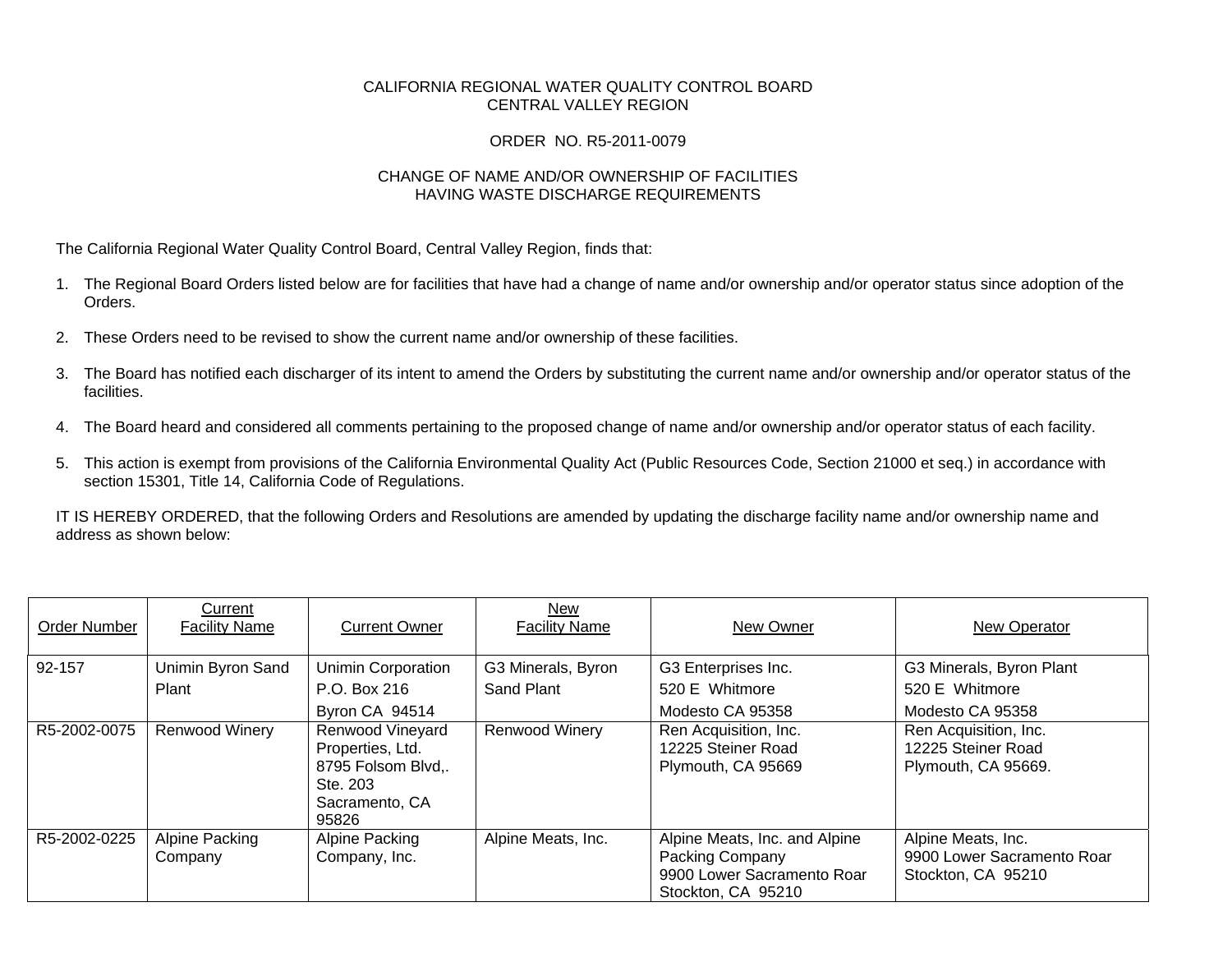CALIFORNIA REGIONAL WATER QUALITY CONTROL BOARD
CENTRAL VALLEY REGION

ORDER NO. R5-2011-0079

CHANGE OF NAME AND/OR OWNERSHIP OF FACILITIES
HAVING WASTE DISCHARGE REQUIREMENTS

The California Regional Water Quality Control Board, Central Valley Region, finds that:

1. The Regional Board Orders listed below are for facilities that have had a change of name and/or ownership and/or operator status since adoption of the Orders.

2. These Orders need to be revised to show the current name and/or ownership of these facilities.

3. The Board has notified each discharger of its intent to amend the Orders by substituting the current name and/or ownership and/or operator status of the facilities.

4. The Board heard and considered all comments pertaining to the proposed change of name and/or ownership and/or operator status of each facility.

5. This action is exempt from provisions of the California Environmental Quality Act (Public Resources Code, Section 21000 et seq.) in accordance with section 15301, Title 14, California Code of Regulations.

IT IS HEREBY ORDERED, that the following Orders and Resolutions are amended by updating the discharge facility name and/or ownership name and address as shown below:

| Order Number | Current Facility Name | Current Owner | New Facility Name | New Owner | New Operator |
|---|---|---|---|---|---|
| 92-157 | Unimin Byron Sand Plant | Unimin Corporation P.O. Box 216 Byron CA 94514 | G3 Minerals, Byron Sand Plant | G3 Enterprises Inc. 520 E Whitmore Modesto CA 95358 | G3 Minerals, Byron Plant 520 E Whitmore Modesto CA 95358 |
| R5-2002-0075 | Renwood Winery | Renwood Vineyard Properties, Ltd. 8795 Folsom Blvd,. Ste. 203 Sacramento, CA 95826 | Renwood Winery | Ren Acquisition, Inc. 12225 Steiner Road Plymouth, CA 95669 | Ren Acquisition, Inc. 12225 Steiner Road Plymouth, CA 95669. |
| R5-2002-0225 | Alpine Packing Company | Alpine Packing Company, Inc. | Alpine Meats, Inc. | Alpine Meats, Inc. and Alpine Packing Company 9900 Lower Sacramento Roar Stockton, CA 95210 | Alpine Meats, Inc. 9900 Lower Sacramento Roar Stockton, CA 95210 |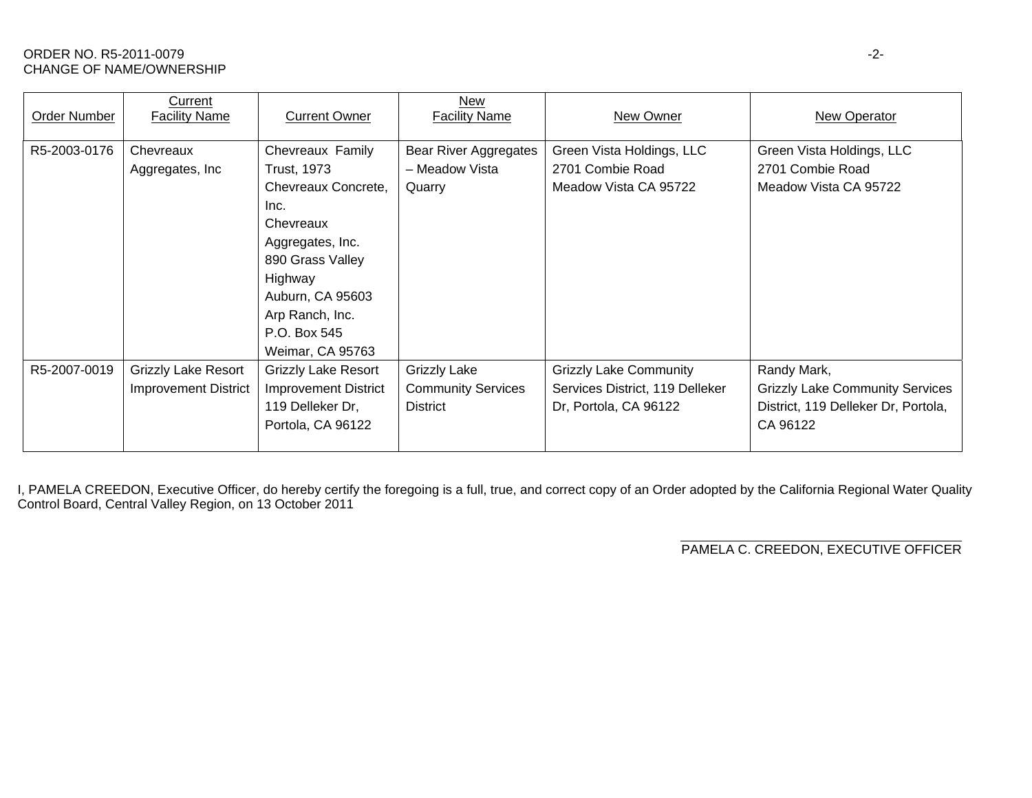| Order Number | Current Facility Name | Current Owner | New Facility Name | New Owner | New Operator |
|---|---|---|---|---|---|
| R5-2003-0176 | Chevreaux Aggregates, Inc | Chevreaux Family Trust, 1973 Chevreaux Concrete, Inc. Chevreaux Aggregates, Inc. 890 Grass Valley Highway Auburn, CA 95603 Arp Ranch, Inc. P.O. Box 545 Weimar, CA 95763 | Bear River Aggregates – Meadow Vista Quarry | Green Vista Holdings, LLC 2701 Combie Road Meadow Vista CA 95722 | Green Vista Holdings, LLC 2701 Combie Road Meadow Vista CA 95722 |
| R5-2007-0019 | Grizzly Lake Resort Improvement District | Grizzly Lake Resort Improvement District 119 Delleker Dr, Portola, CA 96122 | Grizzly Lake Community Services District | Grizzly Lake Community Services District, 119 Delleker Dr, Portola, CA 96122 | Randy Mark, Grizzly Lake Community Services District, 119 Delleker Dr, Portola, CA 96122 |

I, PAMELA CREEDON, Executive Officer, do hereby certify the foregoing is a full, true, and correct copy of an Order adopted by the California Regional Water Quality Control Board, Central Valley Region, on 13 October 2011

______________________________________
PAMELA C. CREEDON, EXECUTIVE OFFICER